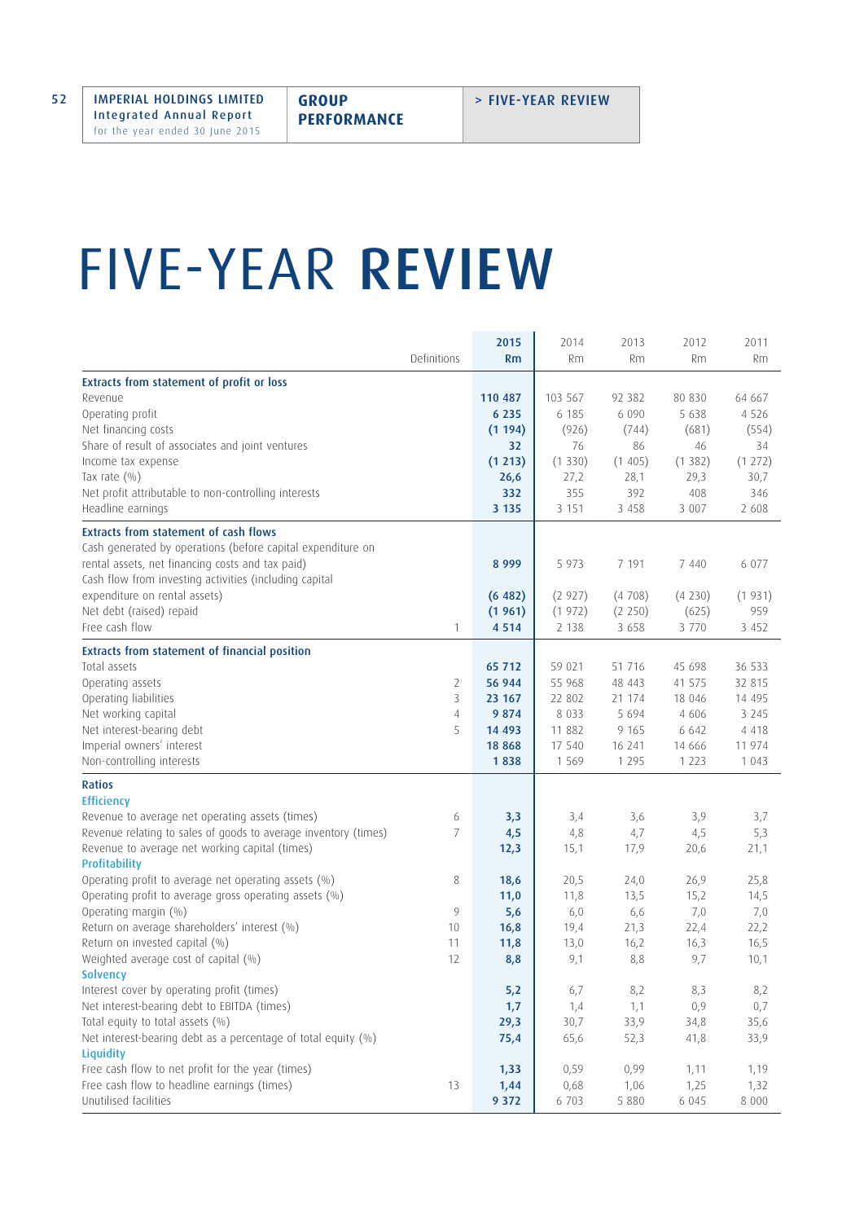# FIVE-YEAR REVIEW

| | Definitions | 2015 Rm | 2014 Rm | 2013 Rm | 2012 Rm | 2011 Rm |
|---|---|---|---|---|---|---|
| **Extracts from statement of profit or loss** | | | | | | |
| Revenue | | **110 487** | 103 567 | 92 382 | 80 830 | 64 667 |
| Operating profit | | **6 235** | 6 185 | 6 090 | 5 638 | 4 526 |
| Net financing costs | | **(1 194)** | (926) | (744) | (681) | (554) |
| Share of result of associates and joint ventures | | **32** | 76 | 86 | 46 | 34 |
| Income tax expense | | **(1 213)** | (1 330) | (1 405) | (1 382) | (1 272) |
| Tax rate (%) | | **26,6** | 27,2 | 28,1 | 29,3 | 30,7 |
| Net profit attributable to non-controlling interests | | **332** | 355 | 392 | 408 | 346 |
| Headline earnings | | **3 135** | 3 151 | 3 458 | 3 007 | 2 608 |
| **Extracts from statement of cash flows** | | | | | | |
| Cash generated by operations (before capital expenditure on rental assets, net financing costs and tax paid) | | **8 999** | 5 973 | 7 191 | 7 440 | 6 077 |
| Cash flow from investing activities (including capital expenditure on rental assets) | | **(6 482)** | (2 927) | (4 708) | (4 230) | (1 931) |
| Net debt (raised) repaid | | **(1 961)** | (1 972) | (2 250) | (625) | 959 |
| Free cash flow | 1 | **4 514** | 2 138 | 3 658 | 3 770 | 3 452 |
| **Extracts from statement of financial position** | | | | | | |
| Total assets | | **65 712** | 59 021 | 51 716 | 45 698 | 36 533 |
| Operating assets | 2 | **56 944** | 55 968 | 48 443 | 41 575 | 32 815 |
| Operating liabilities | 3 | **23 167** | 22 802 | 21 174 | 18 046 | 14 495 |
| Net working capital | 4 | **9 874** | 8 033 | 5 694 | 4 606 | 3 245 |
| Net interest-bearing debt | 5 | **14 493** | 11 882 | 9 165 | 6 642 | 4 418 |
| Imperial owners' interest | | **18 868** | 17 540 | 16 241 | 14 666 | 11 974 |
| Non-controlling interests | | **1 838** | 1 569 | 1 295 | 1 223 | 1 043 |
| **Ratios** | | | | | | |
| **Efficiency** | | | | | | |
| Revenue to average net operating assets (times) | 6 | **3,3** | 3,4 | 3,6 | 3,9 | 3,7 |
| Revenue relating to sales of goods to average inventory (times) | 7 | **4,5** | 4,8 | 4,7 | 4,5 | 5,3 |
| Revenue to average net working capital (times) | | **12,3** | 15,1 | 17,9 | 20,6 | 21,1 |
| **Profitability** | | | | | | |
| Operating profit to average net operating assets (%) | 8 | **18,6** | 20,5 | 24,0 | 26,9 | 25,8 |
| Operating profit to average gross operating assets (%) | | **11,0** | 11,8 | 13,5 | 15,2 | 14,5 |
| Operating margin (%) | 9 | **5,6** | 6,0 | 6,6 | 7,0 | 7,0 |
| Return on average shareholders' interest (%) | 10 | **16,8** | 19,4 | 21,3 | 22,4 | 22,2 |
| Return on invested capital (%) | 11 | **11,8** | 13,0 | 16,2 | 16,3 | 16,5 |
| Weighted average cost of capital (%) | 12 | **8,8** | 9,1 | 8,8 | 9,7 | 10,1 |
| **Solvency** | | | | | | |
| Interest cover by operating profit (times) | | **5,2** | 6,7 | 8,2 | 8,3 | 8,2 |
| Net interest-bearing debt to EBITDA (times) | | **1,7** | 1,4 | 1,1 | 0,9 | 0,7 |
| Total equity to total assets (%) | | **29,3** | 30,7 | 33,9 | 34,8 | 35,6 |
| Net interest-bearing debt as a percentage of total equity (%) | | **75,4** | 65,6 | 52,3 | 41,8 | 33,9 |
| **Liquidity** | | | | | | |
| Free cash flow to net profit for the year (times) | | **1,33** | 0,59 | 0,99 | 1,11 | 1,19 |
| Free cash flow to headline earnings (times) | 13 | **1,44** | 0,68 | 1,06 | 1,25 | 1,32 |
| Unutilised facilities | | **9 372** | 6 703 | 5 880 | 6 045 | 8 000 |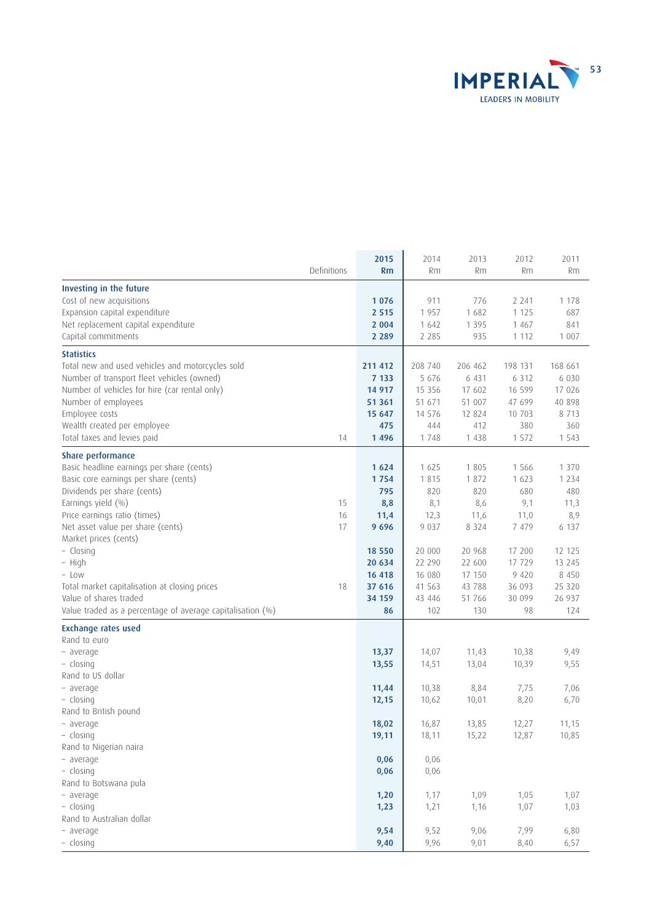| | Definitions | 2015 Rm | 2014 Rm | 2013 Rm | 2012 Rm | 2011 Rm |
|---|---|---|---|---|---|---|
| **Investing in the future** | | | | | | |
| Cost of new acquisitions | | **1 076** | 911 | 776 | 2 241 | 1 178 |
| Expansion capital expenditure | | **2 515** | 1 957 | 1 682 | 1 125 | 687 |
| Net replacement capital expenditure | | **2 004** | 1 642 | 1 395 | 1 467 | 841 |
| Capital commitments | | **2 289** | 2 285 | 935 | 1 112 | 1 007 |
| **Statistics** | | | | | | |
| Total new and used vehicles and motorcycles sold | | **211 412** | 208 740 | 206 462 | 198 131 | 168 661 |
| Number of transport fleet vehicles (owned) | | **7 133** | 5 676 | 6 431 | 6 312 | 6 030 |
| Number of vehicles for hire (car rental only) | | **14 917** | 15 356 | 17 602 | 16 599 | 17 026 |
| Number of employees | | **51 361** | 51 671 | 51 007 | 47 699 | 40 898 |
| Employee costs | | **15 647** | 14 576 | 12 824 | 10 703 | 8 713 |
| Wealth created per employee | | **475** | 444 | 412 | 380 | 360 |
| Total taxes and levies paid | 14 | **1 496** | 1 748 | 1 438 | 1 572 | 1 543 |
| **Share performance** | | | | | | |
| Basic headline earnings per share (cents) | | **1 624** | 1 625 | 1 805 | 1 566 | 1 370 |
| Basic core earnings per share (cents) | | **1 754** | 1 815 | 1 872 | 1 623 | 1 234 |
| Dividends per share (cents) | | **795** | 820 | 820 | 680 | 480 |
| Earnings yield (%) | 15 | **8,8** | 8,1 | 8,6 | 9,1 | 11,3 |
| Price earnings ratio (times) | 16 | **11,4** | 12,3 | 11,6 | 11,0 | 8,9 |
| Net asset value per share (cents) | 17 | **9 696** | 9 037 | 8 324 | 7 479 | 6 137 |
| Market prices (cents) | | | | | | |
| – Closing | | **18 550** | 20 000 | 20 968 | 17 200 | 12 125 |
| – High | | **20 634** | 22 290 | 22 600 | 17 729 | 13 245 |
| – Low | | **16 418** | 16 080 | 17 150 | 9 420 | 8 450 |
| Total market capitalisation at closing prices | 18 | **37 616** | 41 563 | 43 788 | 36 093 | 25 320 |
| Value of shares traded | | **34 159** | 43 446 | 51 766 | 30 099 | 26 937 |
| Value traded as a percentage of average capitalisation (%) | | **86** | 102 | 130 | 98 | 124 |
| **Exchange rates used** | | | | | | |
| Rand to euro | | | | | | |
| – average | | **13,37** | 14,07 | 11,43 | 10,38 | 9,49 |
| – closing | | **13,55** | 14,51 | 13,04 | 10,39 | 9,55 |
| Rand to US dollar | | | | | | |
| – average | | **11,44** | 10,38 | 8,84 | 7,75 | 7,06 |
| – closing | | **12,15** | 10,62 | 10,01 | 8,20 | 6,70 |
| Rand to British pound | | | | | | |
| – average | | **18,02** | 16,87 | 13,85 | 12,27 | 11,15 |
| – closing | | **19,11** | 18,11 | 15,22 | 12,87 | 10,85 |
| Rand to Nigerian naira | | | | | | |
| – average | | **0,06** | 0,06 | | | |
| – closing | | **0,06** | 0,06 | | | |
| Rand to Botswana pula | | | | | | |
| – average | | **1,20** | 1,17 | 1,09 | 1,05 | 1,07 |
| – closing | | **1,23** | 1,21 | 1,16 | 1,07 | 1,03 |
| Rand to Australian dollar | | | | | | |
| – average | | **9,54** | 9,52 | 9,06 | 7,99 | 6,80 |
| – closing | | **9,40** | 9,96 | 9,01 | 8,40 | 6,57 |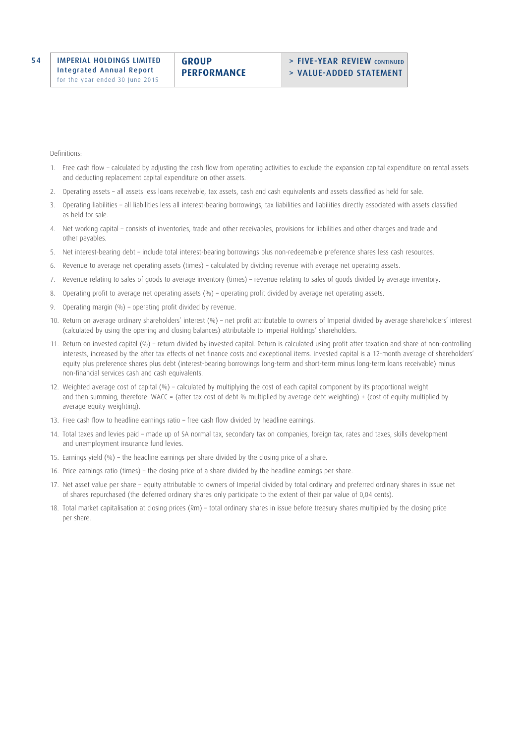Definitions:

1. Free cash flow – calculated by adjusting the cash flow from operating activities to exclude the expansion capital expenditure on rental assets and deducting replacement capital expenditure on other assets.
2. Operating assets – all assets less loans receivable, tax assets, cash and cash equivalents and assets classified as held for sale.
3. Operating liabilities – all liabilities less all interest-bearing borrowings, tax liabilities and liabilities directly associated with assets classified as held for sale.
4. Net working capital – consists of inventories, trade and other receivables, provisions for liabilities and other charges and trade and other payables.
5. Net interest-bearing debt – include total interest-bearing borrowings plus non-redeemable preference shares less cash resources.
6. Revenue to average net operating assets (times) – calculated by dividing revenue with average net operating assets.
7. Revenue relating to sales of goods to average inventory (times) – revenue relating to sales of goods divided by average inventory.
8. Operating profit to average net operating assets (%) – operating profit divided by average net operating assets.
9. Operating margin (%) – operating profit divided by revenue.
10. Return on average ordinary shareholders' interest (%) – net profit attributable to owners of Imperial divided by average shareholders' interest (calculated by using the opening and closing balances) attributable to Imperial Holdings' shareholders.
11. Return on invested capital (%) – return divided by invested capital. Return is calculated using profit after taxation and share of non-controlling interests, increased by the after tax effects of net finance costs and exceptional items. Invested capital is a 12-month average of shareholders' equity plus preference shares plus debt (interest-bearing borrowings long-term and short-term minus long-term loans receivable) minus non-financial services cash and cash equivalents.
12. Weighted average cost of capital (%) – calculated by multiplying the cost of each capital component by its proportional weight and then summing, therefore: WACC = (after tax cost of debt % multiplied by average debt weighting) + (cost of equity multiplied by average equity weighting).
13. Free cash flow to headline earnings ratio – free cash flow divided by headline earnings.
14. Total taxes and levies paid – made up of SA normal tax, secondary tax on companies, foreign tax, rates and taxes, skills development and unemployment insurance fund levies.
15. Earnings yield (%) – the headline earnings per share divided by the closing price of a share.
16. Price earnings ratio (times) – the closing price of a share divided by the headline earnings per share.
17. Net asset value per share – equity attributable to owners of Imperial divided by total ordinary and preferred ordinary shares in issue net of shares repurchased (the deferred ordinary shares only participate to the extent of their par value of 0,04 cents).
18. Total market capitalisation at closing prices (Rm) – total ordinary shares in issue before treasury shares multiplied by the closing price per share.